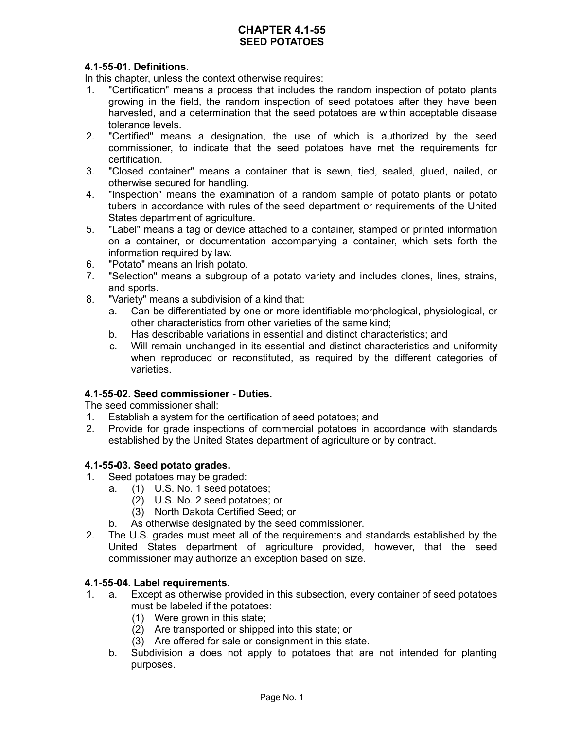# CHAPTER 4.1-55
## SEED POTATOES

**4.1-55-01. Definitions.**

In this chapter, unless the context otherwise requires:

1. "Certification" means a process that includes the random inspection of potato plants growing in the field, the random inspection of seed potatoes after they have been harvested, and a determination that the seed potatoes are within acceptable disease tolerance levels.
2. "Certified" means a designation, the use of which is authorized by the seed commissioner, to indicate that the seed potatoes have met the requirements for certification.
3. "Closed container" means a container that is sewn, tied, sealed, glued, nailed, or otherwise secured for handling.
4. "Inspection" means the examination of a random sample of potato plants or potato tubers in accordance with rules of the seed department or requirements of the United States department of agriculture.
5. "Label" means a tag or device attached to a container, stamped or printed information on a container, or documentation accompanying a container, which sets forth the information required by law.
6. "Potato" means an Irish potato.
7. "Selection" means a subgroup of a potato variety and includes clones, lines, strains, and sports.
8. "Variety" means a subdivision of a kind that:
   a. Can be differentiated by one or more identifiable morphological, physiological, or other characteristics from other varieties of the same kind;
   b. Has describable variations in essential and distinct characteristics; and
   c. Will remain unchanged in its essential and distinct characteristics and uniformity when reproduced or reconstituted, as required by the different categories of varieties.

**4.1-55-02. Seed commissioner - Duties.**

The seed commissioner shall:

1. Establish a system for the certification of seed potatoes; and
2. Provide for grade inspections of commercial potatoes in accordance with standards established by the United States department of agriculture or by contract.

**4.1-55-03. Seed potato grades.**

1. Seed potatoes may be graded:
   a. (1) U.S. No. 1 seed potatoes;
      (2) U.S. No. 2 seed potatoes; or
      (3) North Dakota Certified Seed; or
   b. As otherwise designated by the seed commissioner.
2. The U.S. grades must meet all of the requirements and standards established by the United States department of agriculture provided, however, that the seed commissioner may authorize an exception based on size.

**4.1-55-04. Label requirements.**

1. a. Except as otherwise provided in this subsection, every container of seed potatoes must be labeled if the potatoes:
      (1) Were grown in this state;
      (2) Are transported or shipped into this state; or
      (3) Are offered for sale or consignment in this state.
   b. Subdivision a does not apply to potatoes that are not intended for planting purposes.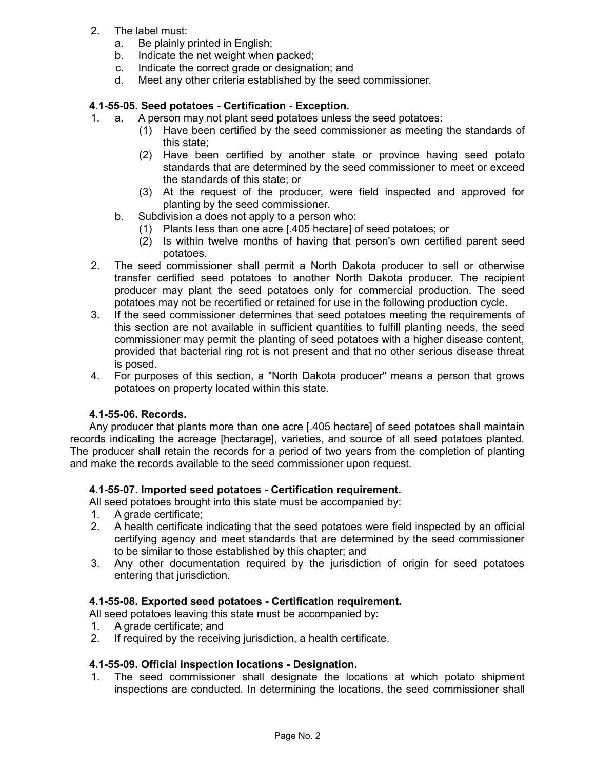2. The label must:
   a. Be plainly printed in English;
   b. Indicate the net weight when packed;
   c. Indicate the correct grade or designation; and
   d. Meet any other criteria established by the seed commissioner.

**4.1-55-05. Seed potatoes - Certification - Exception.**

1. a. A person may not plant seed potatoes unless the seed potatoes:
      (1) Have been certified by the seed commissioner as meeting the standards of this state;
      (2) Have been certified by another state or province having seed potato standards that are determined by the seed commissioner to meet or exceed the standards of this state; or
      (3) At the request of the producer, were field inspected and approved for planting by the seed commissioner.
   b. Subdivision a does not apply to a person who:
      (1) Plants less than one acre [.405 hectare] of seed potatoes; or
      (2) Is within twelve months of having that person's own certified parent seed potatoes.
2. The seed commissioner shall permit a North Dakota producer to sell or otherwise transfer certified seed potatoes to another North Dakota producer. The recipient producer may plant the seed potatoes only for commercial production. The seed potatoes may not be recertified or retained for use in the following production cycle.
3. If the seed commissioner determines that seed potatoes meeting the requirements of this section are not available in sufficient quantities to fulfill planting needs, the seed commissioner may permit the planting of seed potatoes with a higher disease content, provided that bacterial ring rot is not present and that no other serious disease threat is posed.
4. For purposes of this section, a "North Dakota producer" means a person that grows potatoes on property located within this state.

**4.1-55-06. Records.**

Any producer that plants more than one acre [.405 hectare] of seed potatoes shall maintain records indicating the acreage [hectarage], varieties, and source of all seed potatoes planted. The producer shall retain the records for a period of two years from the completion of planting and make the records available to the seed commissioner upon request.

**4.1-55-07. Imported seed potatoes - Certification requirement.**

All seed potatoes brought into this state must be accompanied by:

1. A grade certificate;
2. A health certificate indicating that the seed potatoes were field inspected by an official certifying agency and meet standards that are determined by the seed commissioner to be similar to those established by this chapter; and
3. Any other documentation required by the jurisdiction of origin for seed potatoes entering that jurisdiction.

**4.1-55-08. Exported seed potatoes - Certification requirement.**

All seed potatoes leaving this state must be accompanied by:

1. A grade certificate; and
2. If required by the receiving jurisdiction, a health certificate.

**4.1-55-09. Official inspection locations - Designation.**

1. The seed commissioner shall designate the locations at which potato shipment inspections are conducted. In determining the locations, the seed commissioner shall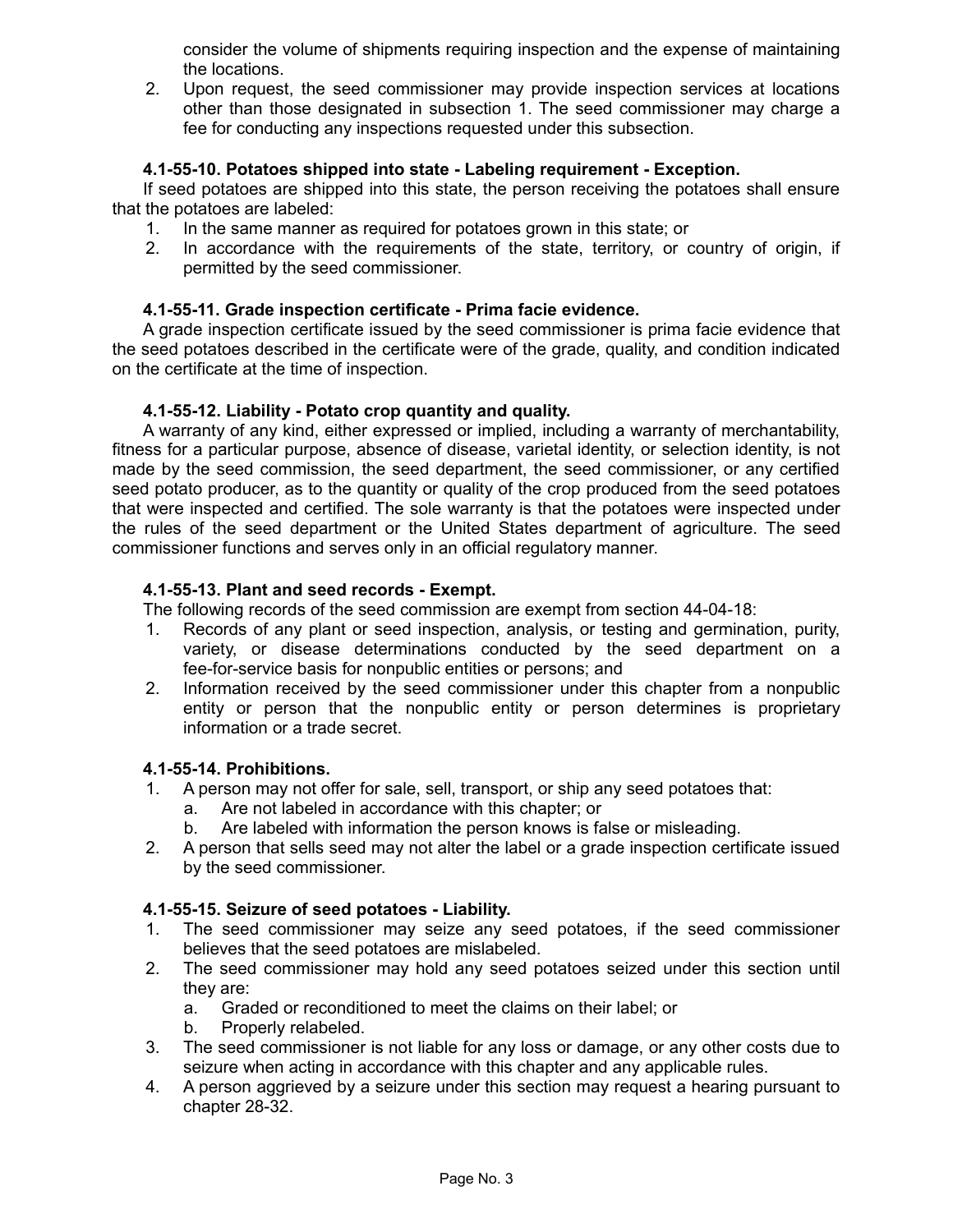consider the volume of shipments requiring inspection and the expense of maintaining the locations.

2. Upon request, the seed commissioner may provide inspection services at locations other than those designated in subsection 1. The seed commissioner may charge a fee for conducting any inspections requested under this subsection.

### 4.1-55-10. Potatoes shipped into state - Labeling requirement - Exception.

If seed potatoes are shipped into this state, the person receiving the potatoes shall ensure that the potatoes are labeled:

1. In the same manner as required for potatoes grown in this state; or
2. In accordance with the requirements of the state, territory, or country of origin, if permitted by the seed commissioner.

### 4.1-55-11. Grade inspection certificate - Prima facie evidence.

A grade inspection certificate issued by the seed commissioner is prima facie evidence that the seed potatoes described in the certificate were of the grade, quality, and condition indicated on the certificate at the time of inspection.

### 4.1-55-12. Liability - Potato crop quantity and quality.

A warranty of any kind, either expressed or implied, including a warranty of merchantability, fitness for a particular purpose, absence of disease, varietal identity, or selection identity, is not made by the seed commission, the seed department, the seed commissioner, or any certified seed potato producer, as to the quantity or quality of the crop produced from the seed potatoes that were inspected and certified. The sole warranty is that the potatoes were inspected under the rules of the seed department or the United States department of agriculture. The seed commissioner functions and serves only in an official regulatory manner.

### 4.1-55-13. Plant and seed records - Exempt.

The following records of the seed commission are exempt from section 44-04-18:

1. Records of any plant or seed inspection, analysis, or testing and germination, purity, variety, or disease determinations conducted by the seed department on a fee-for-service basis for nonpublic entities or persons; and
2. Information received by the seed commissioner under this chapter from a nonpublic entity or person that the nonpublic entity or person determines is proprietary information or a trade secret.

### 4.1-55-14. Prohibitions.

1. A person may not offer for sale, sell, transport, or ship any seed potatoes that:
   a. Are not labeled in accordance with this chapter; or
   b. Are labeled with information the person knows is false or misleading.
2. A person that sells seed may not alter the label or a grade inspection certificate issued by the seed commissioner.

### 4.1-55-15. Seizure of seed potatoes - Liability.

1. The seed commissioner may seize any seed potatoes, if the seed commissioner believes that the seed potatoes are mislabeled.
2. The seed commissioner may hold any seed potatoes seized under this section until they are:
   a. Graded or reconditioned to meet the claims on their label; or
   b. Properly relabeled.
3. The seed commissioner is not liable for any loss or damage, or any other costs due to seizure when acting in accordance with this chapter and any applicable rules.
4. A person aggrieved by a seizure under this section may request a hearing pursuant to chapter 28-32.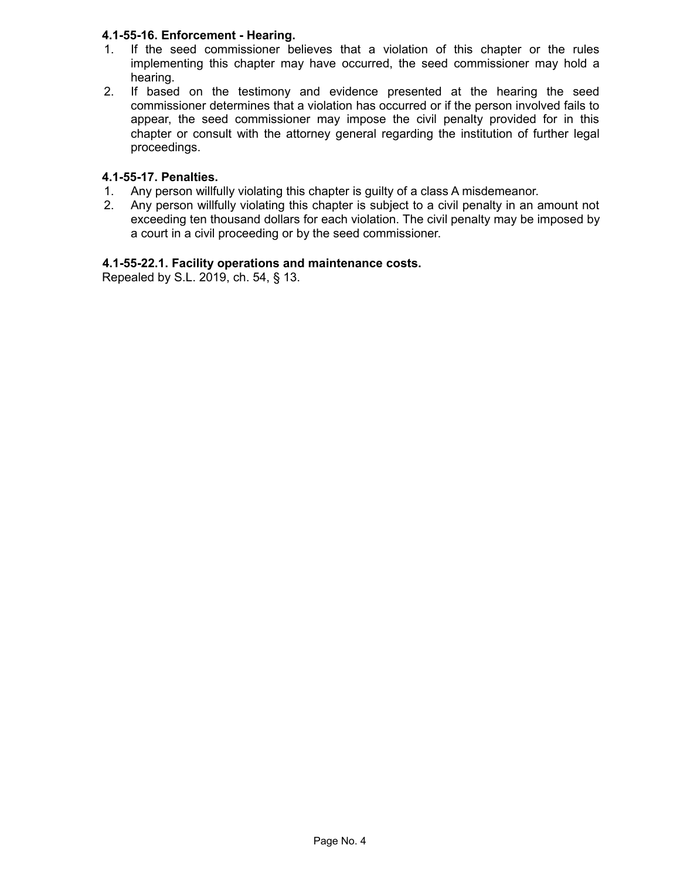**4.1-55-16. Enforcement - Hearing.**

1. If the seed commissioner believes that a violation of this chapter or the rules implementing this chapter may have occurred, the seed commissioner may hold a hearing.
2. If based on the testimony and evidence presented at the hearing the seed commissioner determines that a violation has occurred or if the person involved fails to appear, the seed commissioner may impose the civil penalty provided for in this chapter or consult with the attorney general regarding the institution of further legal proceedings.

**4.1-55-17. Penalties.**

1. Any person willfully violating this chapter is guilty of a class A misdemeanor.
2. Any person willfully violating this chapter is subject to a civil penalty in an amount not exceeding ten thousand dollars for each violation. The civil penalty may be imposed by a court in a civil proceeding or by the seed commissioner.

**4.1-55-22.1. Facility operations and maintenance costs.**

Repealed by S.L. 2019, ch. 54, § 13.